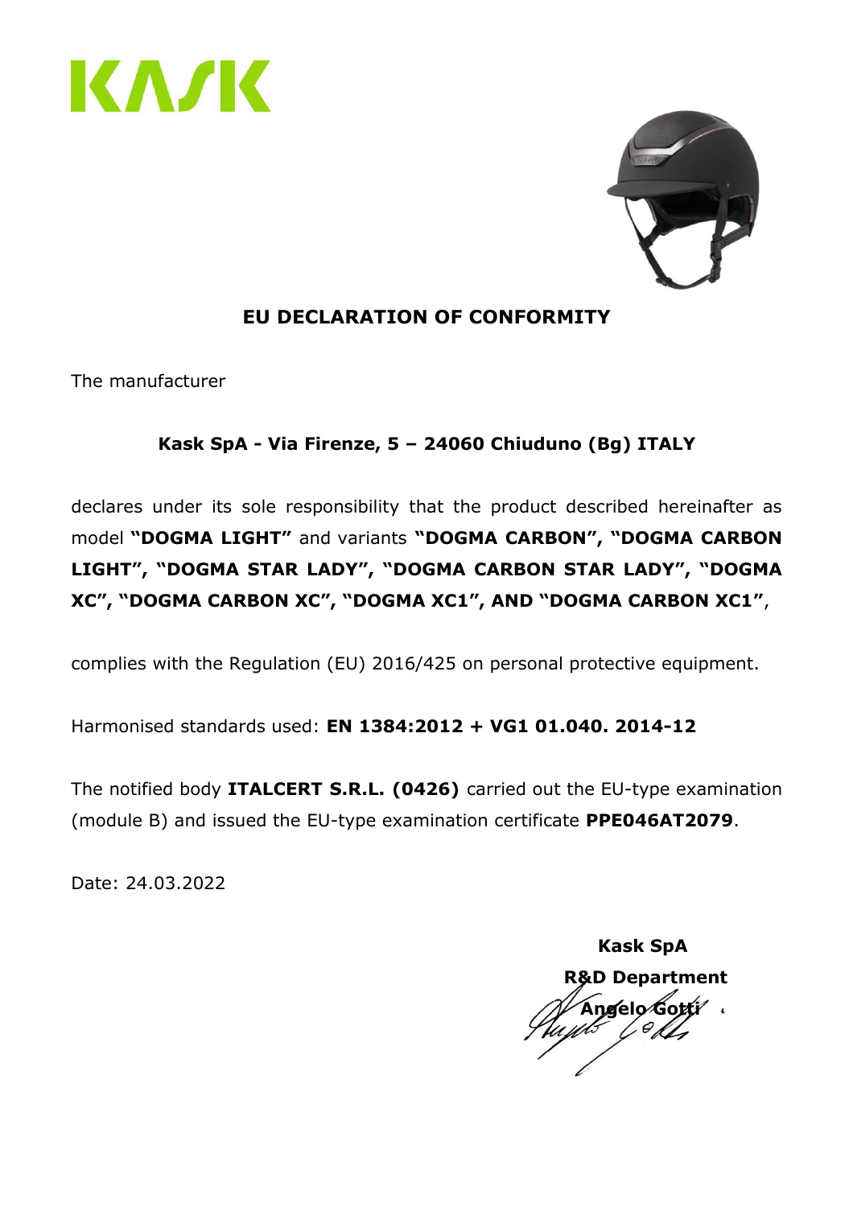KASK

# EU DECLARATION OF CONFORMITY

The manufacturer

**Kask SpA - Via Firenze, 5 – 24060 Chiuduno (Bg) ITALY**

declares under its sole responsibility that the product described hereinafter as model **"DOGMA LIGHT"** and variants **"DOGMA CARBON", "DOGMA CARBON LIGHT", "DOGMA STAR LADY", "DOGMA CARBON STAR LADY", "DOGMA XC", "DOGMA CARBON XC", "DOGMA XC1", AND "DOGMA CARBON XC1"**,

complies with the Regulation (EU) 2016/425 on personal protective equipment.

Harmonised standards used: **EN 1384:2012 + VG1 01.040. 2014-12**

The notified body **ITALCERT S.R.L. (0426)** carried out the EU-type examination (module B) and issued the EU-type examination certificate **PPE046AT2079**.

Date: 24.03.2022

**Kask SpA**
**R&D Department**
**Angelo Gotti**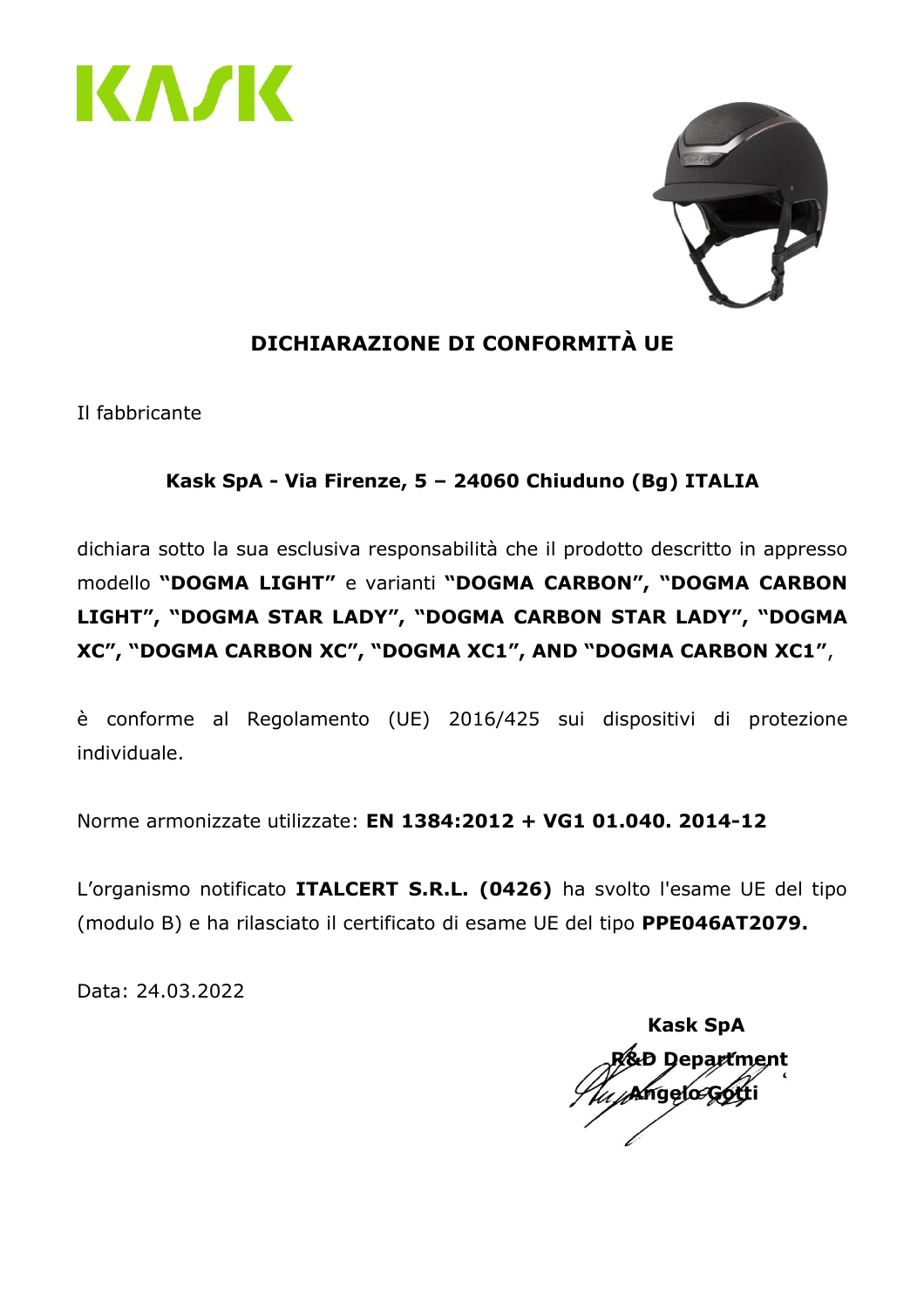KASK

# DICHIARAZIONE DI CONFORMITÀ UE

Il fabbricante

**Kask SpA - Via Firenze, 5 – 24060 Chiuduno (Bg) ITALIA**

dichiara sotto la sua esclusiva responsabilità che il prodotto descritto in appresso modello **"DOGMA LIGHT"** e varianti **"DOGMA CARBON", "DOGMA CARBON LIGHT", "DOGMA STAR LADY", "DOGMA CARBON STAR LADY", "DOGMA XC", "DOGMA CARBON XC", "DOGMA XC1", AND "DOGMA CARBON XC1"**,

è conforme al Regolamento (UE) 2016/425 sui dispositivi di protezione individuale.

Norme armonizzate utilizzate: **EN 1384:2012 + VG1 01.040. 2014-12**

L'organismo notificato **ITALCERT S.R.L. (0426)** ha svolto l'esame UE del tipo (modulo B) e ha rilasciato il certificato di esame UE del tipo **PPE046AT2079.**

Data: 24.03.2022

**Kask SpA**
**R&D Department**
**Angelo Gotti**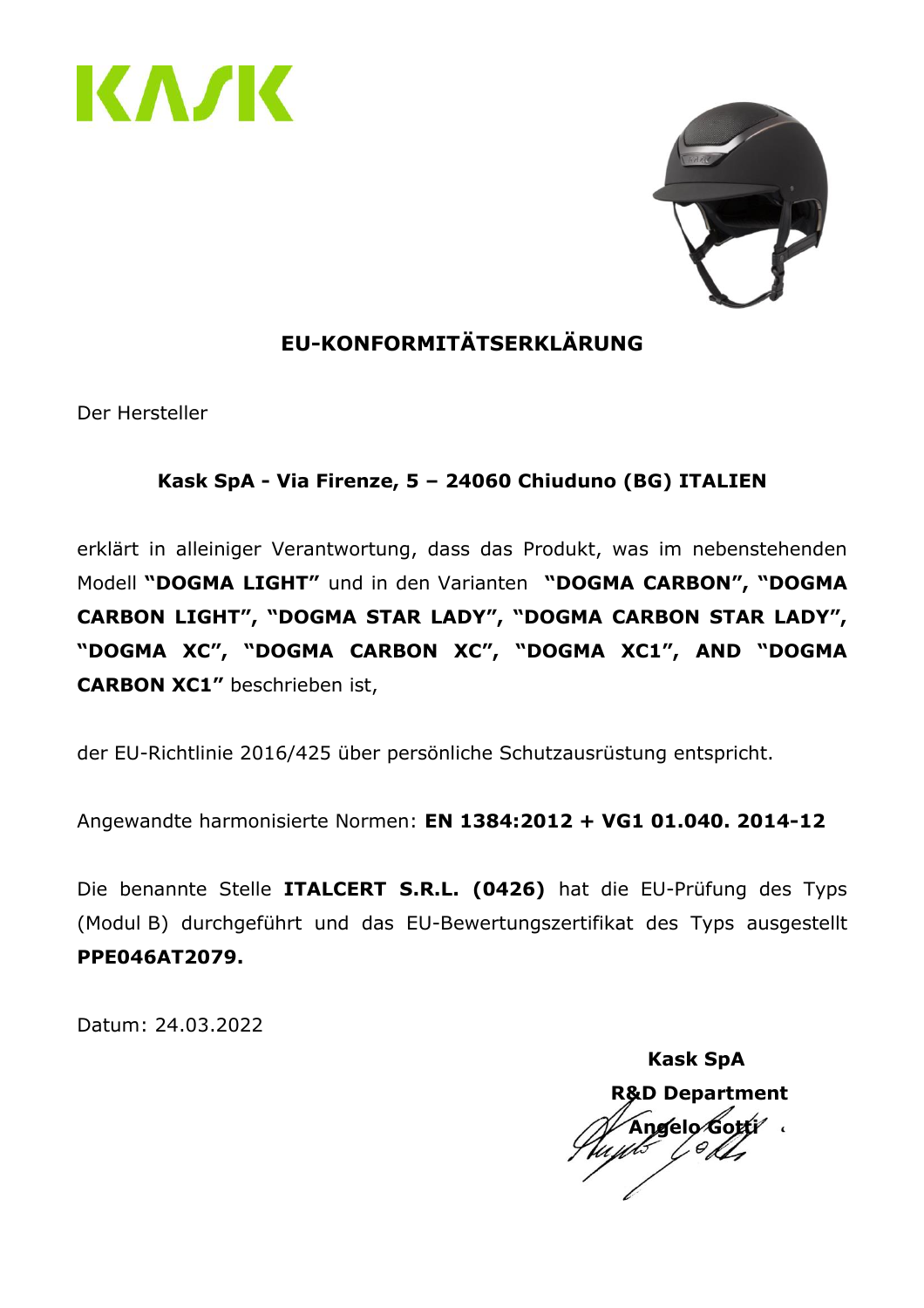KASK

## EU-KONFORMITÄTSERKLÄRUNG

Der Hersteller

**Kask SpA - Via Firenze, 5 – 24060 Chiuduno (BG) ITALIEN**

erklärt in alleiniger Verantwortung, dass das Produkt, was im nebenstehenden Modell **"DOGMA LIGHT"** und in den Varianten **"DOGMA CARBON", "DOGMA CARBON LIGHT", "DOGMA STAR LADY", "DOGMA CARBON STAR LADY", "DOGMA XC", "DOGMA CARBON XC", "DOGMA XC1", AND "DOGMA CARBON XC1"** beschrieben ist,

der EU-Richtlinie 2016/425 über persönliche Schutzausrüstung entspricht.

Angewandte harmonisierte Normen: **EN 1384:2012 + VG1 01.040. 2014-12**

Die benannte Stelle **ITALCERT S.R.L. (0426)** hat die EU-Prüfung des Typs (Modul B) durchgeführt und das EU-Bewertungszertifikat des Typs ausgestellt **PPE046AT2079.**

Datum: 24.03.2022

**Kask SpA**
**R&D Department**
**Angelo Gotti**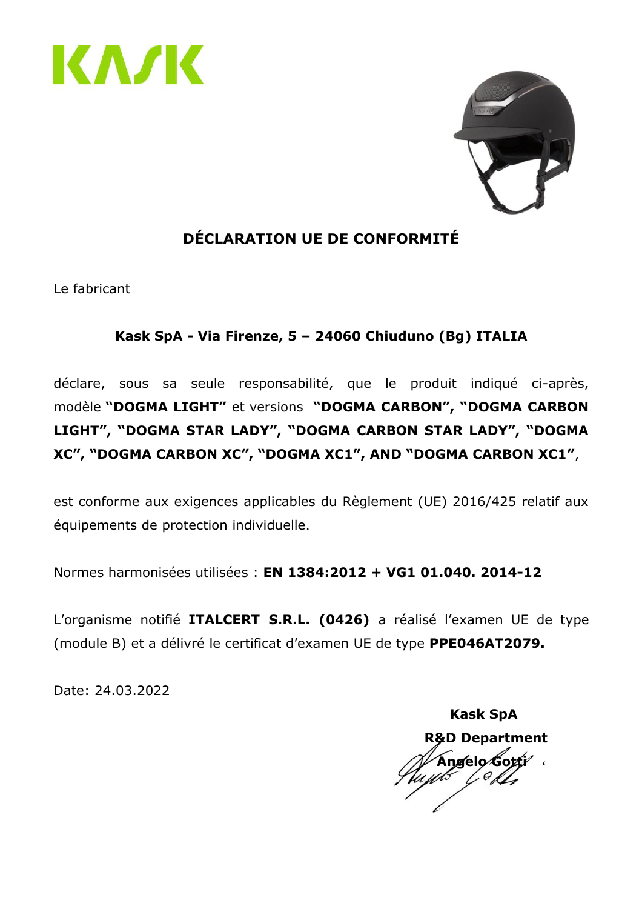# DÉCLARATION UE DE CONFORMITÉ

Le fabricant

**Kask SpA - Via Firenze, 5 – 24060 Chiuduno (Bg) ITALIA**

déclare, sous sa seule responsabilité, que le produit indiqué ci-après, modèle **"DOGMA LIGHT"** et versions **"DOGMA CARBON", "DOGMA CARBON LIGHT", "DOGMA STAR LADY", "DOGMA CARBON STAR LADY", "DOGMA XC", "DOGMA CARBON XC", "DOGMA XC1", AND "DOGMA CARBON XC1"**,

est conforme aux exigences applicables du Règlement (UE) 2016/425 relatif aux équipements de protection individuelle.

Normes harmonisées utilisées : **EN 1384:2012 + VG1 01.040. 2014-12**

L'organisme notifié **ITALCERT S.R.L. (0426)** a réalisé l'examen UE de type (module B) et a délivré le certificat d'examen UE de type **PPE046AT2079.**

Date: 24.03.2022

**Kask SpA**
**R&D Department**
**Angelo Gotti**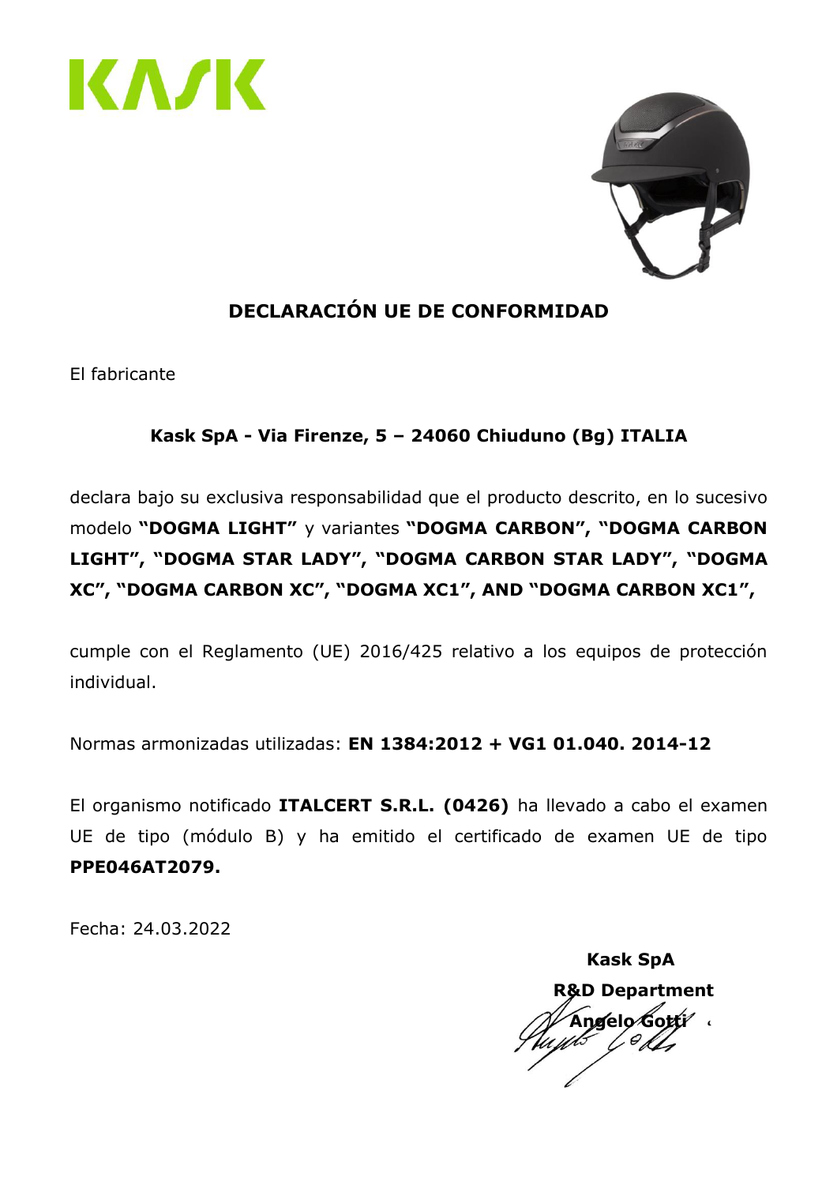KASK

## DECLARACIÓN UE DE CONFORMIDAD

El fabricante

**Kask SpA - Via Firenze, 5 – 24060 Chiuduno (Bg) ITALIA**

declara bajo su exclusiva responsabilidad que el producto descrito, en lo sucesivo modelo **"DOGMA LIGHT"** y variantes **"DOGMA CARBON", "DOGMA CARBON LIGHT", "DOGMA STAR LADY", "DOGMA CARBON STAR LADY", "DOGMA XC", "DOGMA CARBON XC", "DOGMA XC1", AND "DOGMA CARBON XC1",**

cumple con el Reglamento (UE) 2016/425 relativo a los equipos de protección individual.

Normas armonizadas utilizadas: **EN 1384:2012 + VG1 01.040. 2014-12**

El organismo notificado **ITALCERT S.R.L. (0426)** ha llevado a cabo el examen UE de tipo (módulo B) y ha emitido el certificado de examen UE de tipo **PPE046AT2079.**

Fecha: 24.03.2022

**Kask SpA**
**R&D Department**
**Angelo Gotti**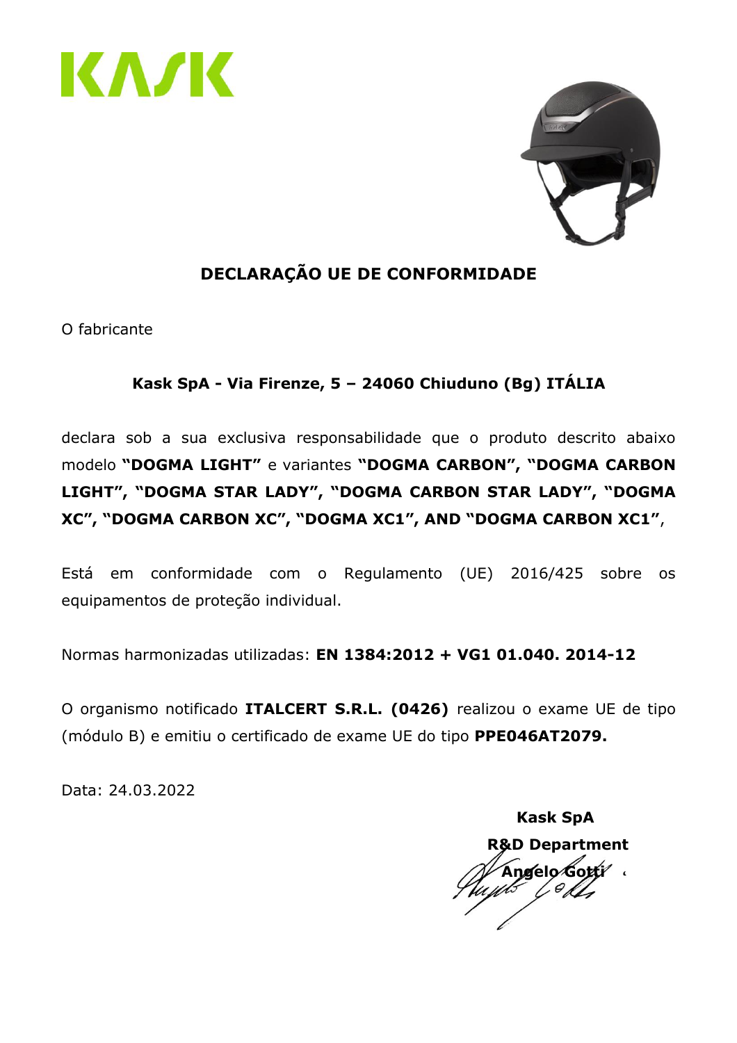KASK

# DECLARAÇÃO UE DE CONFORMIDADE

O fabricante

**Kask SpA - Via Firenze, 5 – 24060 Chiuduno (Bg) ITÁLIA**

declara sob a sua exclusiva responsabilidade que o produto descrito abaixo modelo **"DOGMA LIGHT"** e variantes **"DOGMA CARBON", "DOGMA CARBON LIGHT", "DOGMA STAR LADY", "DOGMA CARBON STAR LADY", "DOGMA XC", "DOGMA CARBON XC", "DOGMA XC1", AND "DOGMA CARBON XC1"**,

Está em conformidade com o Regulamento (UE) 2016/425 sobre os equipamentos de proteção individual.

Normas harmonizadas utilizadas: **EN 1384:2012 + VG1 01.040. 2014-12**

O organismo notificado **ITALCERT S.R.L. (0426)** realizou o exame UE de tipo (módulo B) e emitiu o certificado de exame UE do tipo **PPE046AT2079.**

Data: 24.03.2022

**Kask SpA**
**R&D Department**
**Angelo Gotti**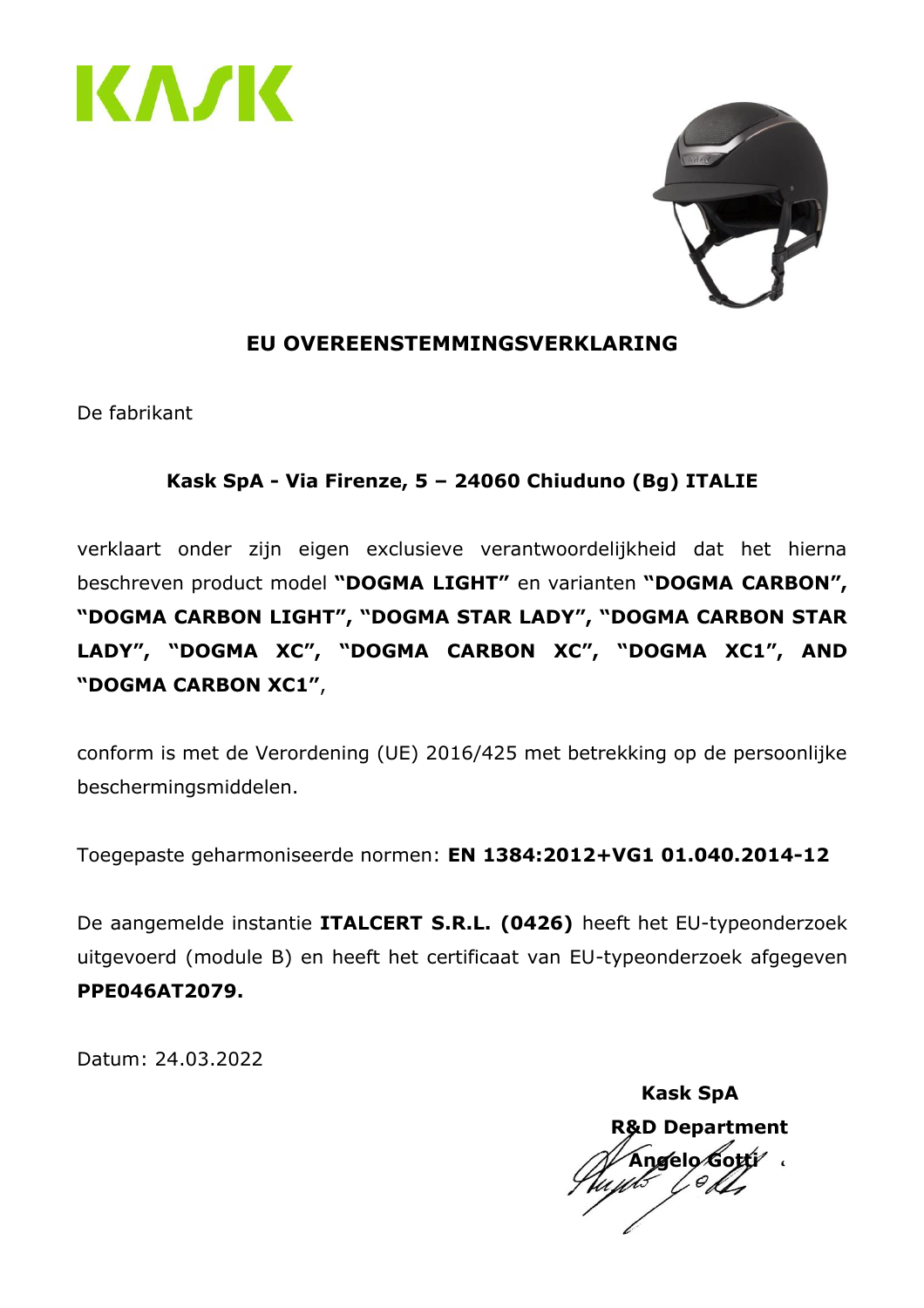KASK

## EU OVEREENSTEMMINGSVERKLARING

De fabrikant

**Kask SpA - Via Firenze, 5 – 24060 Chiuduno (Bg) ITALIE**

verklaart onder zijn eigen exclusieve verantwoordelijkheid dat het hierna beschreven product model **"DOGMA LIGHT"** en varianten **"DOGMA CARBON", "DOGMA CARBON LIGHT", "DOGMA STAR LADY", "DOGMA CARBON STAR LADY", "DOGMA XC", "DOGMA CARBON XC", "DOGMA XC1", AND "DOGMA CARBON XC1"**,

conform is met de Verordening (UE) 2016/425 met betrekking op de persoonlijke beschermingsmiddelen.

Toegepaste geharmoniseerde normen: **EN 1384:2012+VG1 01.040.2014-12**

De aangemelde instantie **ITALCERT S.R.L. (0426)** heeft het EU-typeonderzoek uitgevoerd (module B) en heeft het certificaat van EU-typeonderzoek afgegeven **PPE046AT2079.**

Datum: 24.03.2022

**Kask SpA**
**R&D Department**
**Angelo Gotti**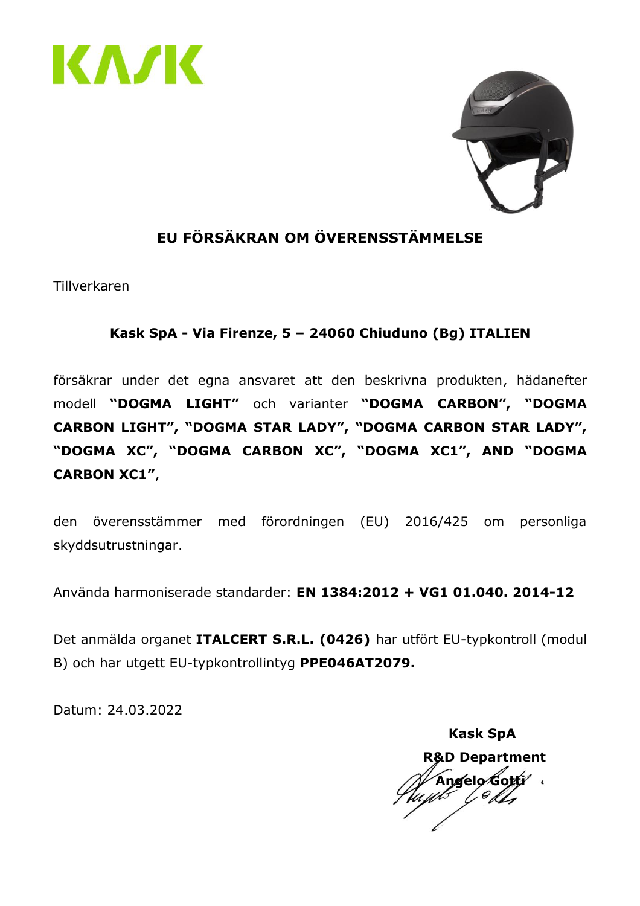KASK

## EU FÖRSÄKRAN OM ÖVERENSSTÄMMELSE

Tillverkaren

**Kask SpA - Via Firenze, 5 – 24060 Chiuduno (Bg) ITALIEN**

försäkrar under det egna ansvaret att den beskrivna produkten, hädanefter modell **"DOGMA LIGHT"** och varianter **"DOGMA CARBON", "DOGMA CARBON LIGHT", "DOGMA STAR LADY", "DOGMA CARBON STAR LADY", "DOGMA XC", "DOGMA CARBON XC", "DOGMA XC1", AND "DOGMA CARBON XC1"**,

den överensstämmer med förordningen (EU) 2016/425 om personliga skyddsutrustningar.

Använda harmoniserade standarder: **EN 1384:2012 + VG1 01.040. 2014-12**

Det anmälda organet **ITALCERT S.R.L. (0426)** har utfört EU-typkontroll (modul B) och har utgett EU-typkontrollintyg **PPE046AT2079.**

Datum: 24.03.2022

**Kask SpA**
**R&D Department**
**Angelo Gotti**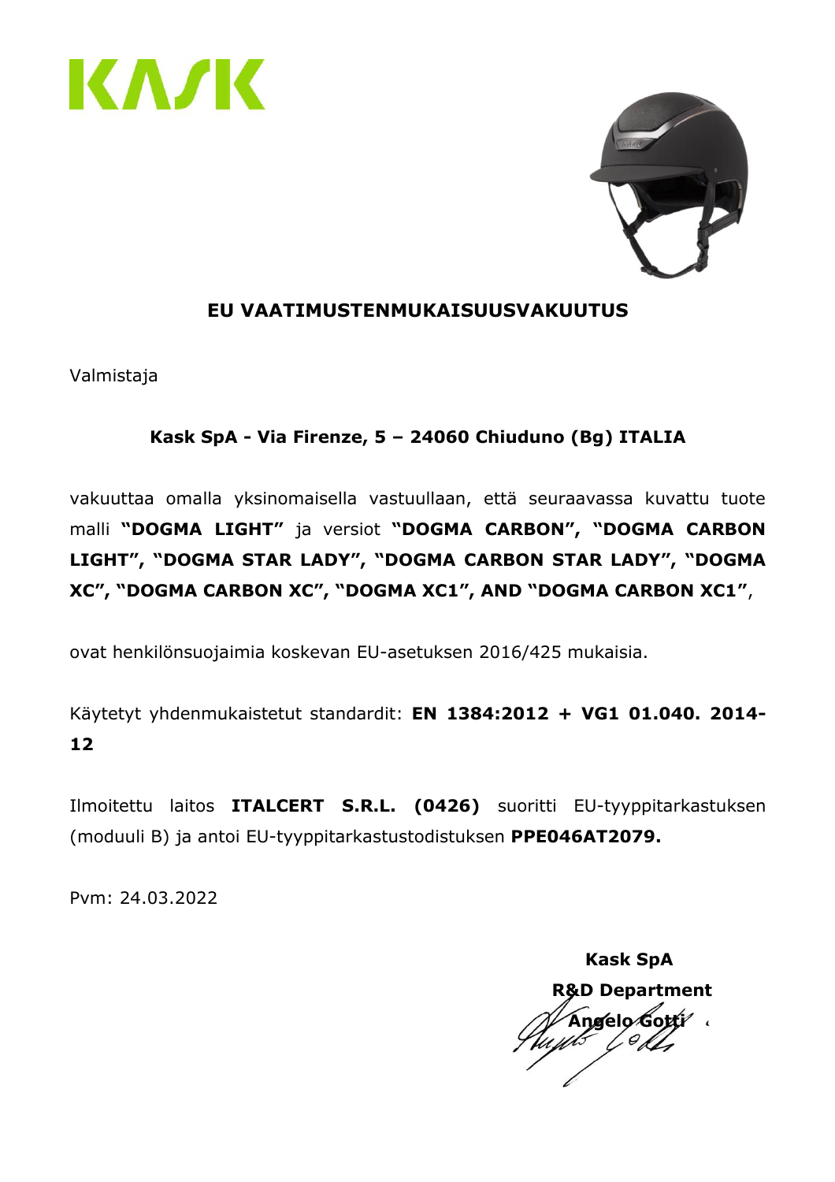KASK

# EU VAATIMUSTENMUKAISUUSVAKUUTUS

Valmistaja

**Kask SpA - Via Firenze, 5 – 24060 Chiuduno (Bg) ITALIA**

vakuuttaa omalla yksinomaisella vastuullaan, että seuraavassa kuvattu tuote malli **"DOGMA LIGHT"** ja versiot **"DOGMA CARBON", "DOGMA CARBON LIGHT", "DOGMA STAR LADY", "DOGMA CARBON STAR LADY", "DOGMA XC", "DOGMA CARBON XC", "DOGMA XC1", AND "DOGMA CARBON XC1"**,

ovat henkilönsuojaimia koskevan EU-asetuksen 2016/425 mukaisia.

Käytetyt yhdenmukaistetut standardit: **EN 1384:2012 + VG1 01.040. 2014-12**

Ilmoitettu laitos **ITALCERT S.R.L. (0426)** suoritti EU-tyyppitarkastuksen (moduuli B) ja antoi EU-tyyppitarkastustodistuksen **PPE046AT2079.**

Pvm: 24.03.2022

**Kask SpA**
**R&D Department**
**Angelo Gotti**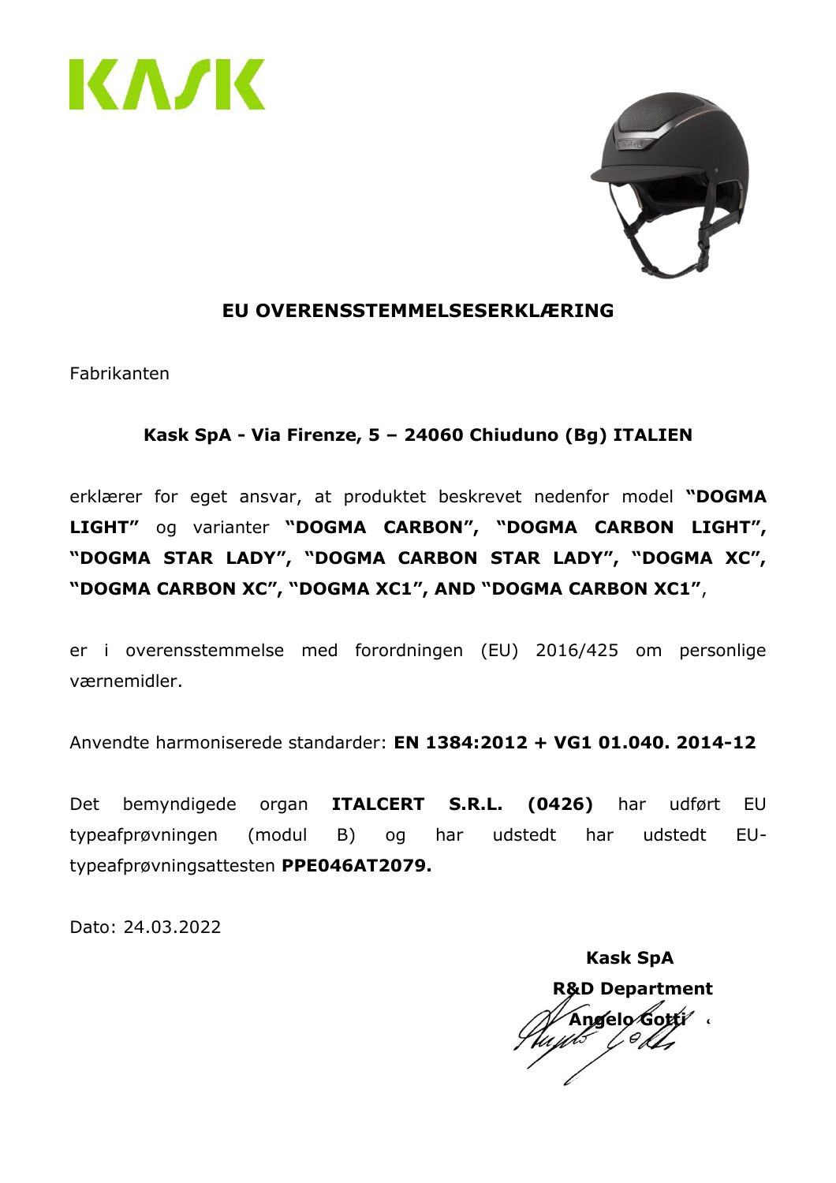KASK

# EU OVERENSSTEMMELSESERKLÆRING

Fabrikanten

**Kask SpA - Via Firenze, 5 – 24060 Chiuduno (Bg) ITALIEN**

erklærer for eget ansvar, at produktet beskrevet nedenfor model **"DOGMA LIGHT"** og varianter **"DOGMA CARBON", "DOGMA CARBON LIGHT", "DOGMA STAR LADY", "DOGMA CARBON STAR LADY", "DOGMA XC", "DOGMA CARBON XC", "DOGMA XC1", AND "DOGMA CARBON XC1"**,

er i overensstemmelse med forordningen (EU) 2016/425 om personlige værnemidler.

Anvendte harmoniserede standarder: **EN 1384:2012 + VG1 01.040. 2014-12**

Det bemyndigede organ **ITALCERT S.R.L. (0426)** har udført EU typeafprøvningen (modul B) og har udstedt har udstedt EU-typeafprøvningsattesten **PPE046AT2079.**

Dato: 24.03.2022

**Kask SpA**
**R&D Department**
**Angelo Gotti**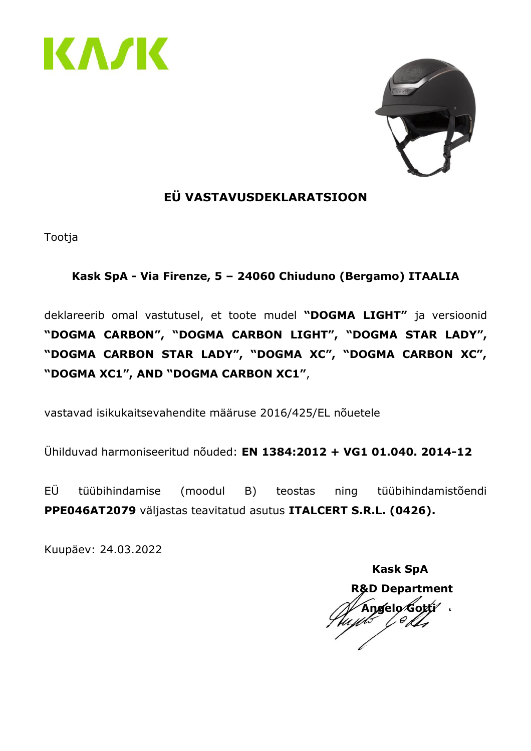KASK

# EÜ VASTAVUSDEKLARATSIOON

Tootja

**Kask SpA - Via Firenze, 5 – 24060 Chiuduno (Bergamo) ITAALIA**

deklareerib omal vastutusel, et toote mudel **"DOGMA LIGHT"** ja versioonid **"DOGMA CARBON", "DOGMA CARBON LIGHT", "DOGMA STAR LADY", "DOGMA CARBON STAR LADY", "DOGMA XC", "DOGMA CARBON XC", "DOGMA XC1", AND "DOGMA CARBON XC1"**,

vastavad isikukaitsevahendite määruse 2016/425/EL nõuetele

Ühilduvad harmoniseeritud nõuded: **EN 1384:2012 + VG1 01.040. 2014-12**

EÜ tüübihindamise (moodul B) teostas ning tüübihindamistõendi **PPE046AT2079** väljastas teavitatud asutus **ITALCERT S.R.L. (0426).**

Kuupäev: 24.03.2022

**Kask SpA**
**R&D Department**
**Angelo Gotti**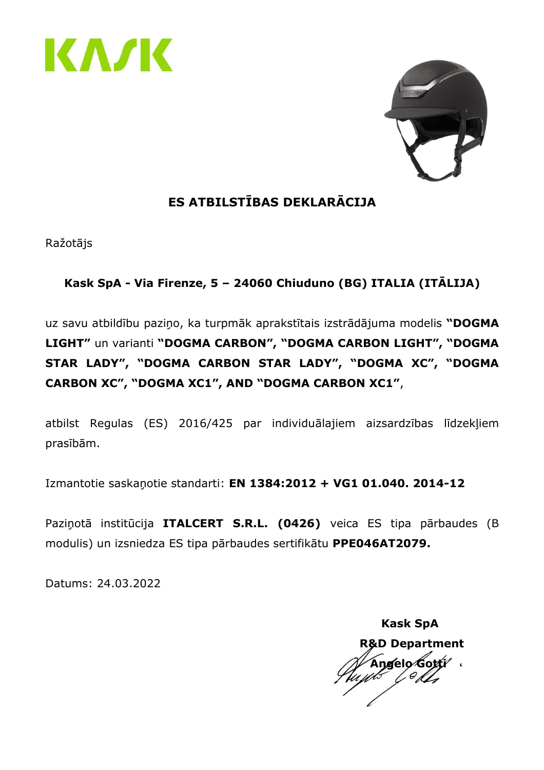KASK

## ES ATBILSTĪBAS DEKLARĀCIJA

Ražotājs

**Kask SpA - Via Firenze, 5 – 24060 Chiuduno (BG) ITALIA (ITĀLIJA)**

uz savu atbildību paziņo, ka turpmāk aprakstītais izstrādājuma modelis **"DOGMA LIGHT"** un varianti **"DOGMA CARBON", "DOGMA CARBON LIGHT", "DOGMA STAR LADY", "DOGMA CARBON STAR LADY", "DOGMA XC", "DOGMA CARBON XC", "DOGMA XC1", AND "DOGMA CARBON XC1"**,

atbilst Regulas (ES) 2016/425 par individuālajiem aizsardzības līdzekļiem prasībām.

Izmantotie saskaņotie standarti: **EN 1384:2012 + VG1 01.040. 2014-12**

Paziņotā institūcija **ITALCERT S.R.L. (0426)** veica ES tipa pārbaudes (B modulis) un izsniedza ES tipa pārbaudes sertifikātu **PPE046AT2079.**

Datums: 24.03.2022

**Kask SpA**
**R&D Department**
**Angelo Gotti**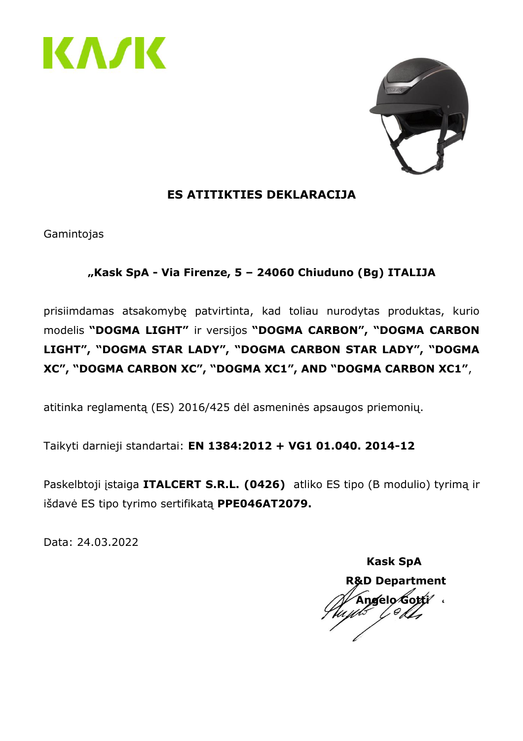KASK

## ES ATITIKTIES DEKLARACIJA

Gamintojas

**„Kask SpA - Via Firenze, 5 – 24060 Chiuduno (Bg) ITALIJA**

prisiimdamas atsakomybę patvirtinta, kad toliau nurodytas produktas, kurio modelis **"DOGMA LIGHT"** ir versijos **"DOGMA CARBON", "DOGMA CARBON LIGHT", "DOGMA STAR LADY", "DOGMA CARBON STAR LADY", "DOGMA XC", "DOGMA CARBON XC", "DOGMA XC1", AND "DOGMA CARBON XC1"**,

atitinka reglamentą (ES) 2016/425 dėl asmeninės apsaugos priemonių.

Taikyti darnieji standartai: **EN 1384:2012 + VG1 01.040. 2014-12**

Paskelbtoji įstaiga **ITALCERT S.R.L. (0426)** atliko ES tipo (B modulio) tyrimą ir išdavė ES tipo tyrimo sertifikatą **PPE046AT2079.**

Data: 24.03.2022

**Kask SpA**
**R&D Department**
**Angelo Gotti**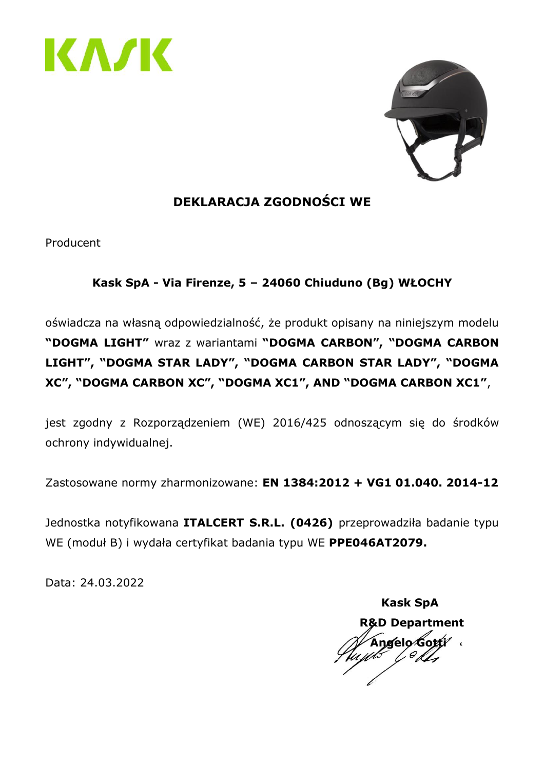# DEKLARACJA ZGODNOŚCI WE

Producent

**Kask SpA - Via Firenze, 5 – 24060 Chiuduno (Bg) WŁOCHY**

oświadcza na własną odpowiedzialność, że produkt opisany na niniejszym modelu **"DOGMA LIGHT"** wraz z wariantami **"DOGMA CARBON", "DOGMA CARBON LIGHT", "DOGMA STAR LADY", "DOGMA CARBON STAR LADY", "DOGMA XC", "DOGMA CARBON XC", "DOGMA XC1", AND "DOGMA CARBON XC1"**,

jest zgodny z Rozporządzeniem (WE) 2016/425 odnoszącym się do środków ochrony indywidualnej.

Zastosowane normy zharmonizowane: **EN 1384:2012 + VG1 01.040. 2014-12**

Jednostka notyfikowana **ITALCERT S.R.L. (0426)** przeprowadziła badanie typu WE (moduł B) i wydała certyfikat badania typu WE **PPE046AT2079.**

Data: 24.03.2022

**Kask SpA**
**R&D Department**
**Angelo Gotti**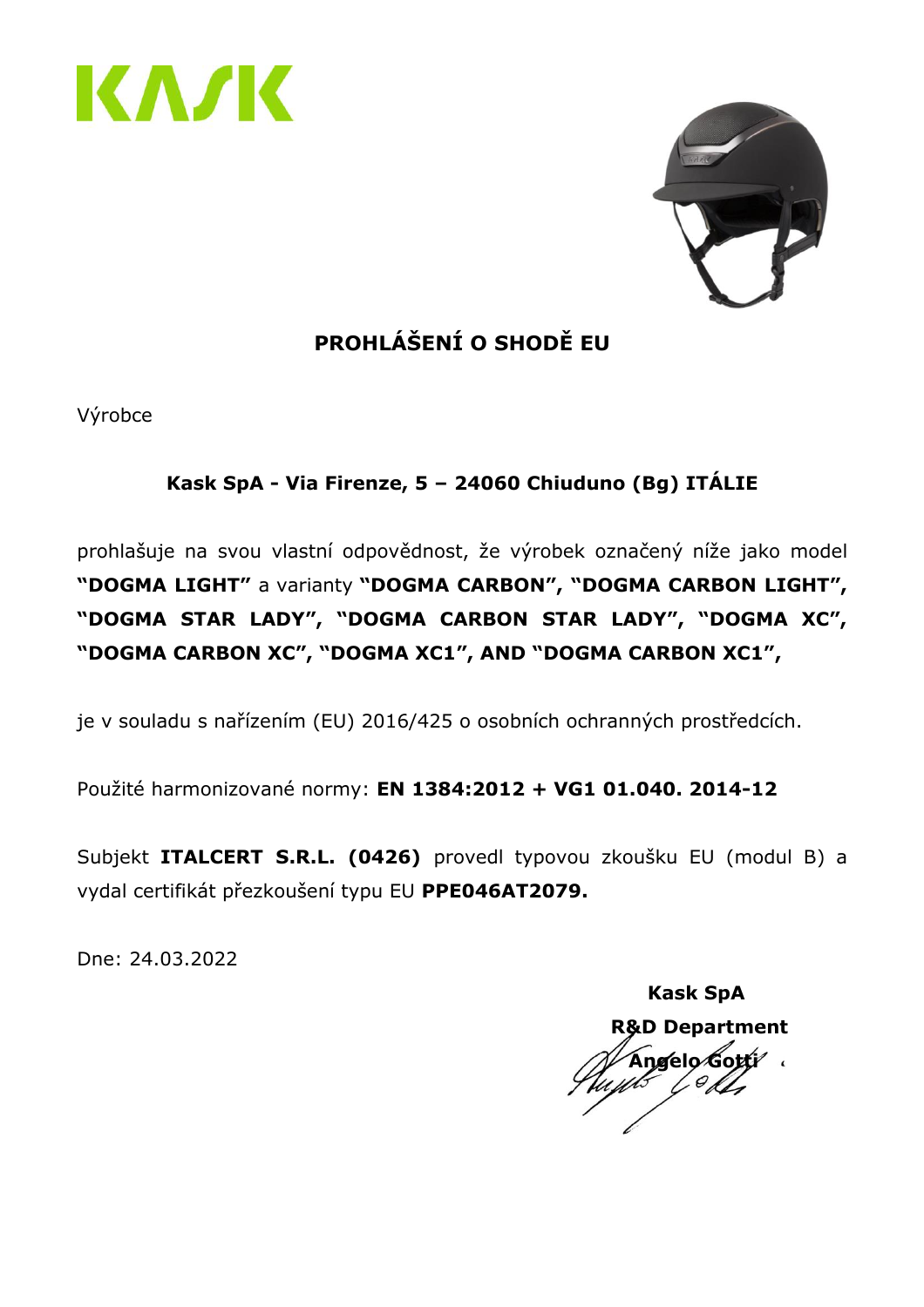KASK

## PROHLÁŠENÍ O SHODĚ EU

Výrobce

**Kask SpA - Via Firenze, 5 – 24060 Chiuduno (Bg) ITÁLIE**

prohlašuje na svou vlastní odpovědnost, že výrobek označený níže jako model **"DOGMA LIGHT"** a varianty **"DOGMA CARBON", "DOGMA CARBON LIGHT", "DOGMA STAR LADY", "DOGMA CARBON STAR LADY", "DOGMA XC", "DOGMA CARBON XC", "DOGMA XC1", AND "DOGMA CARBON XC1",**

je v souladu s nařízením (EU) 2016/425 o osobních ochranných prostředcích.

Použité harmonizované normy: **EN 1384:2012 + VG1 01.040. 2014-12**

Subjekt **ITALCERT S.R.L. (0426)** provedl typovou zkoušku EU (modul B) a vydal certifikát přezkoušení typu EU **PPE046AT2079.**

Dne: 24.03.2022

**Kask SpA**
**R&D Department**
**Angelo Gotti**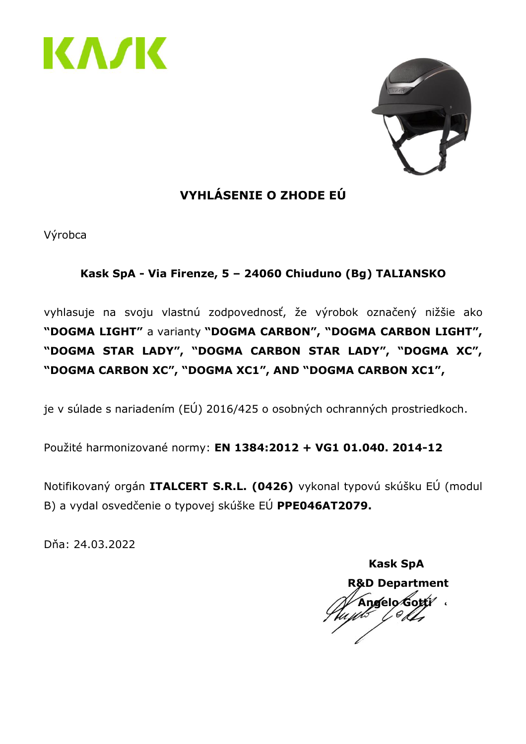KASK

# VYHLÁSENIE O ZHODE EÚ

Výrobca

**Kask SpA - Via Firenze, 5 – 24060 Chiuduno (Bg) TALIANSKO**

vyhlasuje na svoju vlastnú zodpovednosť, že výrobok označený nižšie ako **"DOGMA LIGHT"** a varianty **"DOGMA CARBON", "DOGMA CARBON LIGHT", "DOGMA STAR LADY", "DOGMA CARBON STAR LADY", "DOGMA XC", "DOGMA CARBON XC", "DOGMA XC1", AND "DOGMA CARBON XC1",**

je v súlade s nariadením (EÚ) 2016/425 o osobných ochranných prostriedkoch.

Použité harmonizované normy: **EN 1384:2012 + VG1 01.040. 2014-12**

Notifikovaný orgán **ITALCERT S.R.L. (0426)** vykonal typovú skúšku EÚ (modul B) a vydal osvedčenie o typovej skúške EÚ **PPE046AT2079.**

Dňa: 24.03.2022

**Kask SpA**
**R&D Department**
**Angelo Gotti**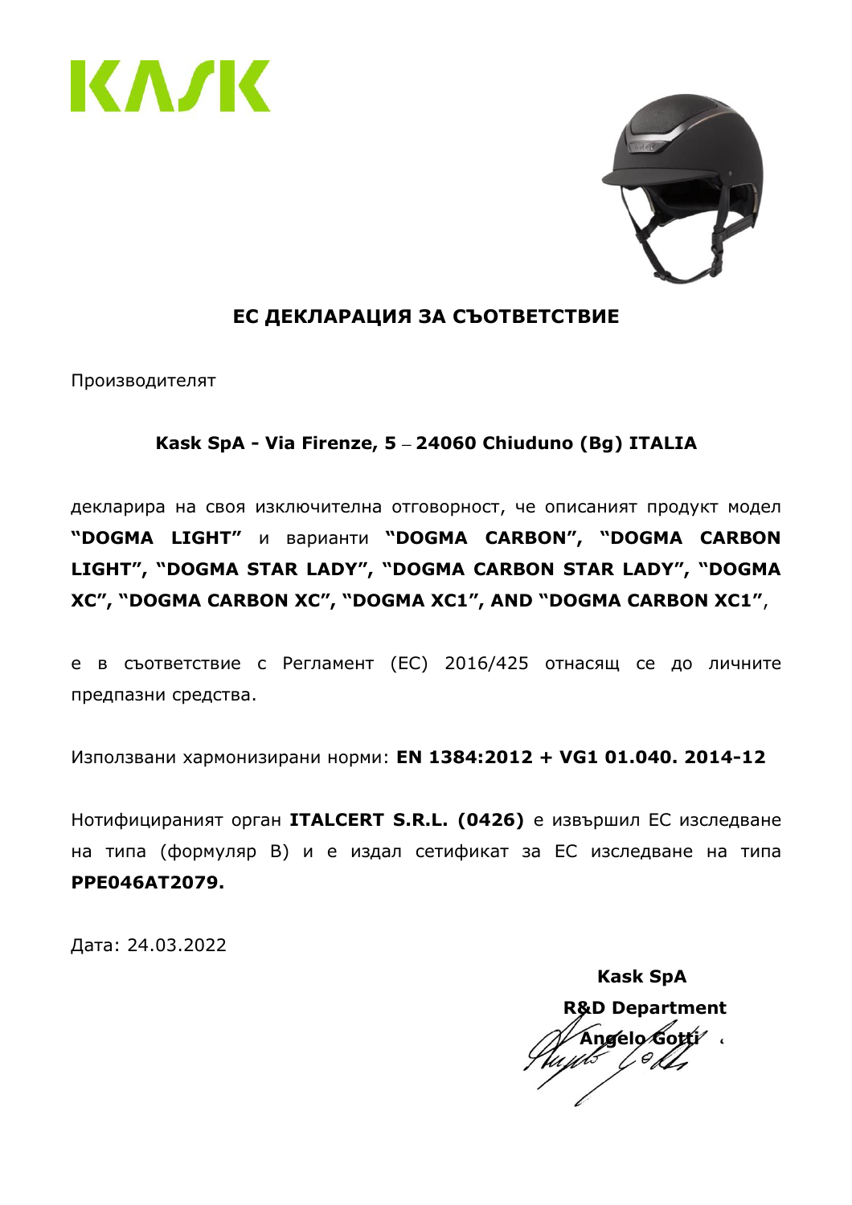KASK

# ЕС ДЕКЛАРАЦИЯ ЗА СЪОТВЕТСТВИЕ

Производителят

**Kask SpA - Via Firenze, 5 – 24060 Chiuduno (Bg) ITALIA**

декларира на своя изключителна отговорност, че описаният продукт модел **"DOGMA LIGHT"** и варианти **"DOGMA CARBON", "DOGMA CARBON LIGHT", "DOGMA STAR LADY", "DOGMA CARBON STAR LADY", "DOGMA XC", "DOGMA CARBON XC", "DOGMA XC1", AND "DOGMA CARBON XC1"**,

е в съответствие с Регламент (ЕС) 2016/425 отнасящ се до личните предпазни средства.

Използвани хармонизирани норми: **EN 1384:2012 + VG1 01.040. 2014-12**

Нотифицираният орган **ITALCERT S.R.L. (0426)** е извършил ЕС изследване на типа (формуляр B) и е издал сетификат за ЕС изследване на типа **PPE046AT2079.**

Дата: 24.03.2022

**Kask SpA**
**R&D Department**
**Angelo Gotti**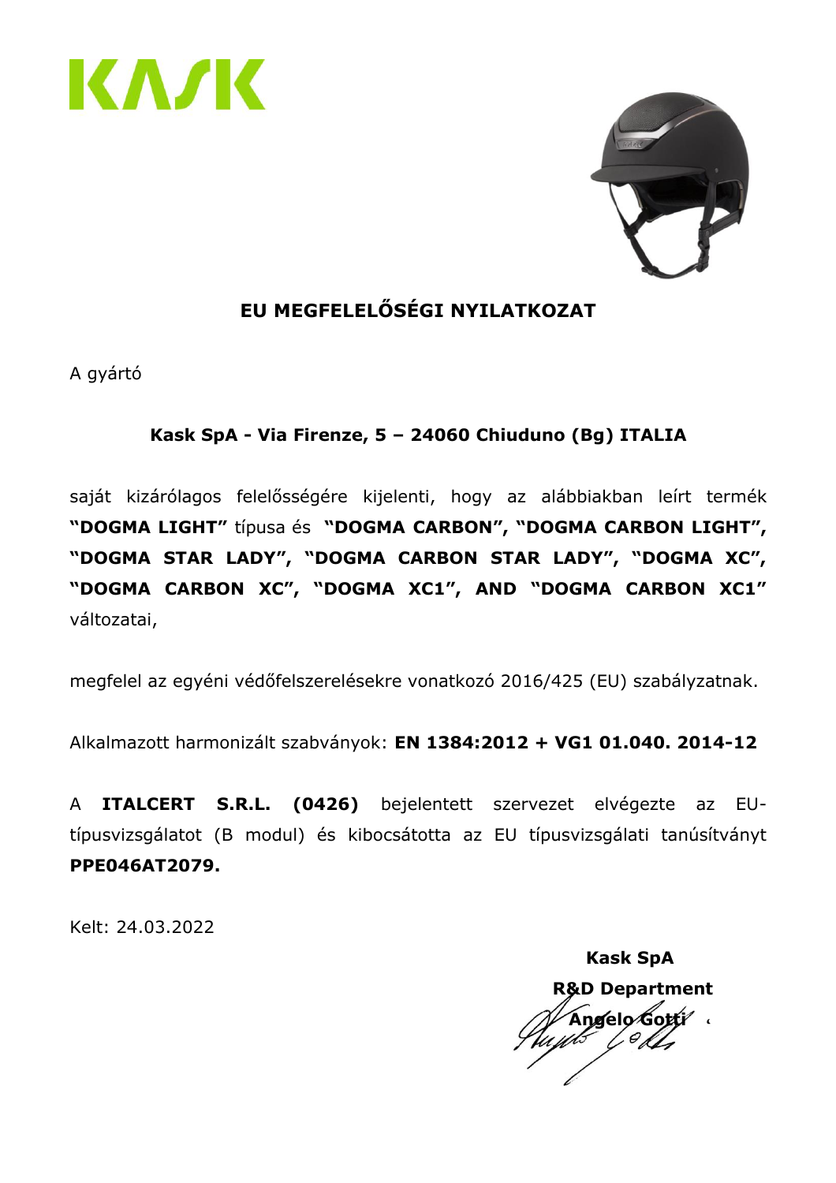KASK

## EU MEGFELELŐSÉGI NYILATKOZAT

A gyártó

**Kask SpA - Via Firenze, 5 – 24060 Chiuduno (Bg) ITALIA**

saját kizárólagos felelősségére kijelenti, hogy az alábbiakban leírt termék **"DOGMA LIGHT"** típusa és **"DOGMA CARBON", "DOGMA CARBON LIGHT", "DOGMA STAR LADY", "DOGMA CARBON STAR LADY", "DOGMA XC", "DOGMA CARBON XC", "DOGMA XC1", AND "DOGMA CARBON XC1"** változatai,

megfelel az egyéni védőfelszerelésekre vonatkozó 2016/425 (EU) szabályzatnak.

Alkalmazott harmonizált szabványok: **EN 1384:2012 + VG1 01.040. 2014-12**

A **ITALCERT S.R.L. (0426)** bejelentett szervezet elvégezte az EU-típusvizsgálatot (B modul) és kibocsátotta az EU típusvizsgálati tanúsítványt **PPE046AT2079.**

Kelt: 24.03.2022

**Kask SpA**
**R&D Department**
**Angelo Gotti**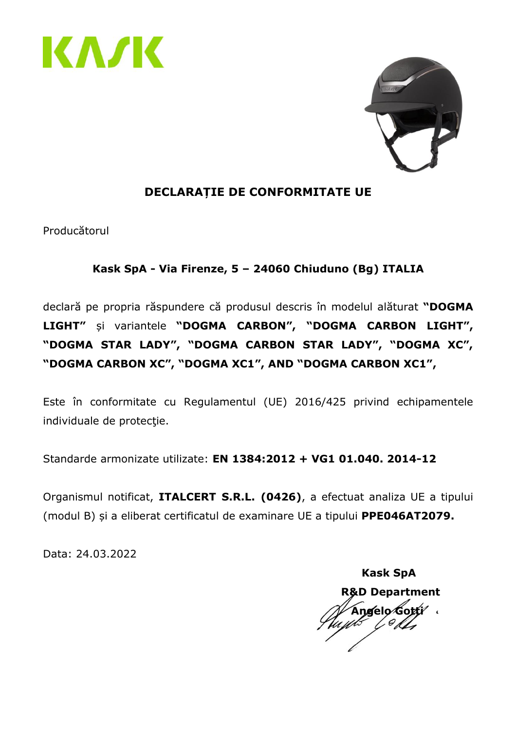# DECLARAȚIE DE CONFORMITATE UE

Producătorul

**Kask SpA - Via Firenze, 5 – 24060 Chiuduno (Bg) ITALIA**

declară pe propria răspundere că produsul descris în modelul alăturat **"DOGMA LIGHT"** și variantele **"DOGMA CARBON", "DOGMA CARBON LIGHT", "DOGMA STAR LADY", "DOGMA CARBON STAR LADY", "DOGMA XC", "DOGMA CARBON XC", "DOGMA XC1", AND "DOGMA CARBON XC1",**

Este în conformitate cu Regulamentul (UE) 2016/425 privind echipamentele individuale de protecţie.

Standarde armonizate utilizate: **EN 1384:2012 + VG1 01.040. 2014-12**

Organismul notificat, **ITALCERT S.R.L. (0426)**, a efectuat analiza UE a tipului (modul B) și a eliberat certificatul de examinare UE a tipului **PPE046AT2079.**

Data: 24.03.2022

**Kask SpA**
**R&D Department**
**Angelo Gotti**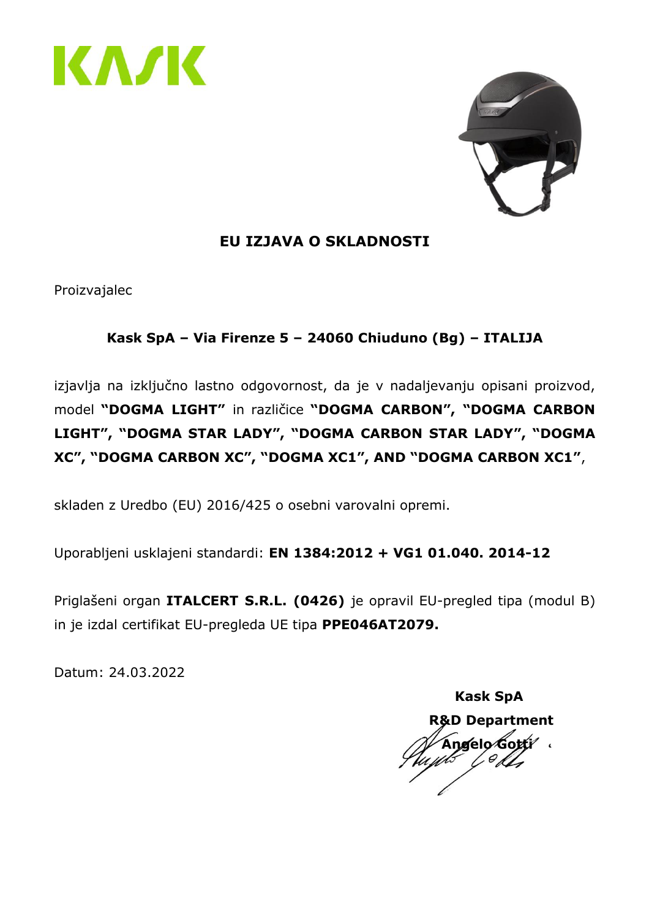KASK

# EU IZJAVA O SKLADNOSTI

Proizvajalec

**Kask SpA – Via Firenze 5 – 24060 Chiuduno (Bg) – ITALIJA**

izjavlja na izključno lastno odgovornost, da je v nadaljevanju opisani proizvod, model **"DOGMA LIGHT"** in različice **"DOGMA CARBON", "DOGMA CARBON LIGHT", "DOGMA STAR LADY", "DOGMA CARBON STAR LADY", "DOGMA XC", "DOGMA CARBON XC", "DOGMA XC1", AND "DOGMA CARBON XC1"**,

skladen z Uredbo (EU) 2016/425 o osebni varovalni opremi.

Uporabljeni usklajeni standardi: **EN 1384:2012 + VG1 01.040. 2014-12**

Priglašeni organ **ITALCERT S.R.L. (0426)** je opravil EU-pregled tipa (modul B) in je izdal certifikat EU-pregleda UE tipa **PPE046AT2079.**

Datum: 24.03.2022

**Kask SpA**
**R&D Department**
**Angelo Gotti**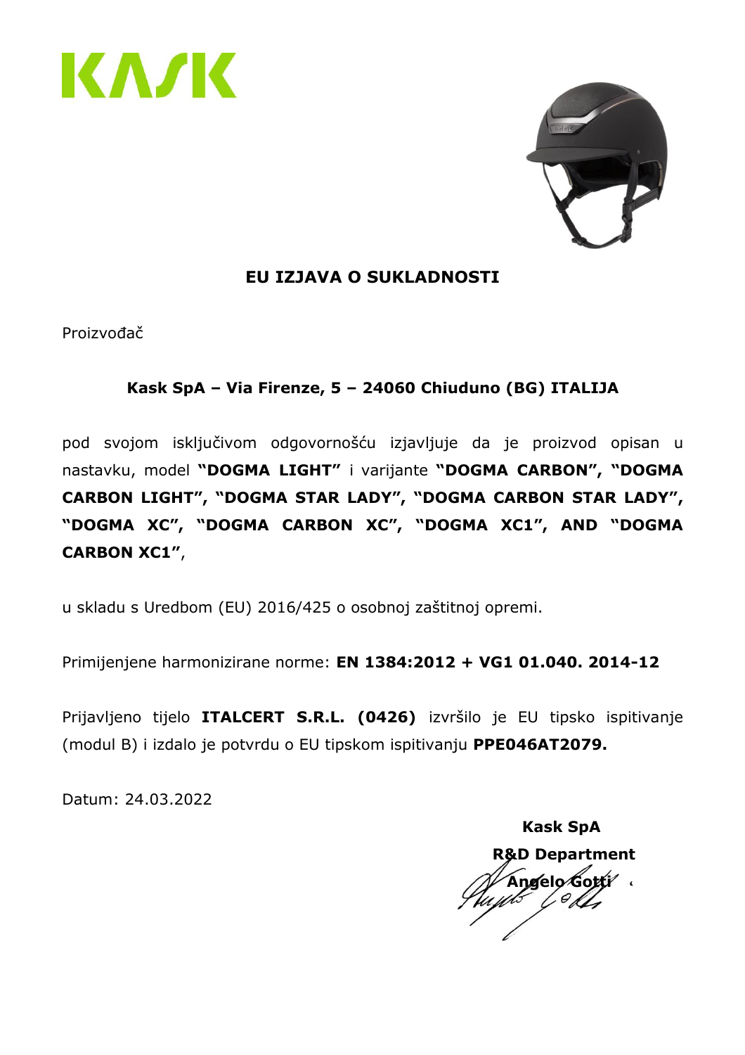KASK

# EU IZJAVA O SUKLADNOSTI

Proizvođač

**Kask SpA – Via Firenze, 5 – 24060 Chiuduno (BG) ITALIJA**

pod svojom isključivom odgovornošću izjavljuje da je proizvod opisan u nastavku, model **"DOGMA LIGHT"** i varijante **"DOGMA CARBON", "DOGMA CARBON LIGHT", "DOGMA STAR LADY", "DOGMA CARBON STAR LADY", "DOGMA XC", "DOGMA CARBON XC", "DOGMA XC1", AND "DOGMA CARBON XC1"**,

u skladu s Uredbom (EU) 2016/425 o osobnoj zaštitnoj opremi.

Primijenjene harmonizirane norme: **EN 1384:2012 + VG1 01.040. 2014-12**

Prijavljeno tijelo **ITALCERT S.R.L. (0426)** izvršilo je EU tipsko ispitivanje (modul B) i izdalo je potvrdu o EU tipskom ispitivanju **PPE046AT2079.**

Datum: 24.03.2022

**Kask SpA**
**R&D Department**
**Angelo Gotti**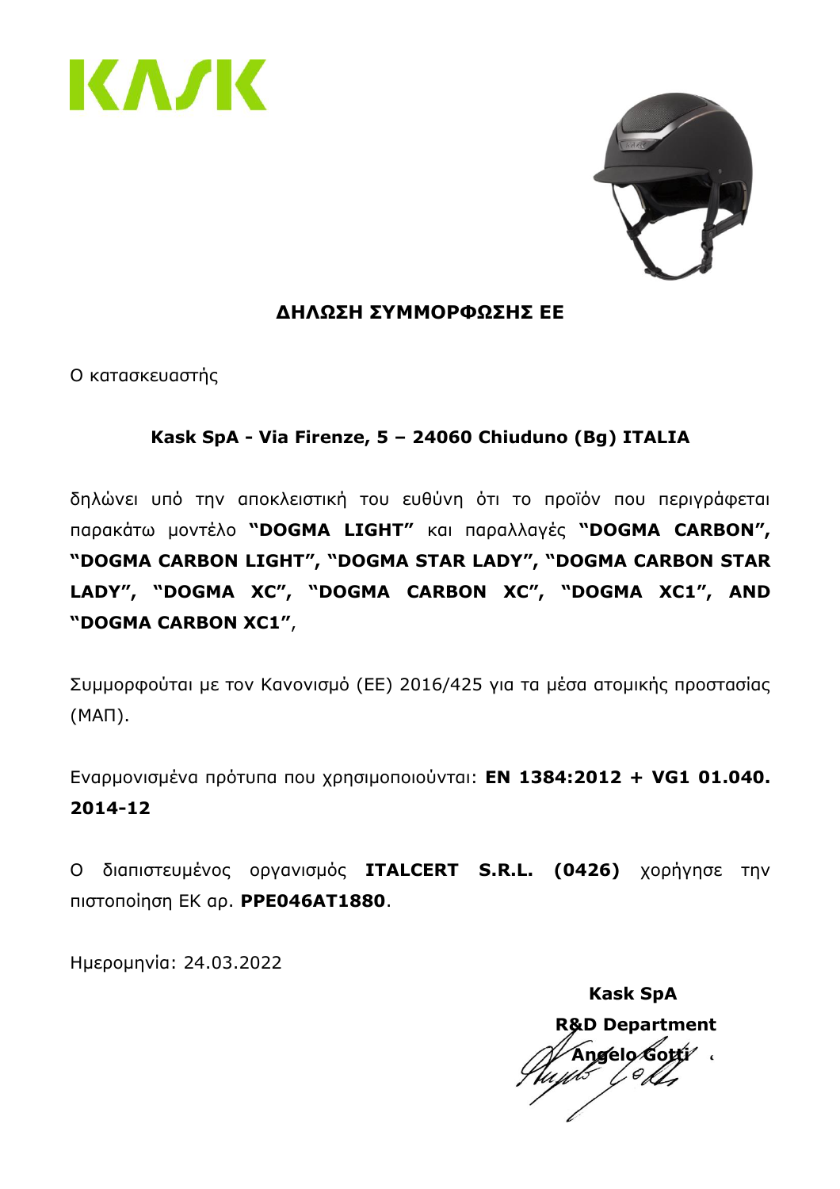KASK

## ΔΗΛΩΣΗ ΣΥΜΜΟΡΦΩΣΗΣ ΕΕ

Ο κατασκευαστής

**Kask SpA - Via Firenze, 5 – 24060 Chiuduno (Bg) ITALIA**

δηλώνει υπό την αποκλειστική του ευθύνη ότι το προϊόν που περιγράφεται παρακάτω μοντέλο **"DOGMA LIGHT"** και παραλλαγές **"DOGMA CARBON", "DOGMA CARBON LIGHT", "DOGMA STAR LADY", "DOGMA CARBON STAR LADY", "DOGMA XC", "DOGMA CARBON XC", "DOGMA XC1", AND "DOGMA CARBON XC1"**,

Συμμορφούται με τον Κανονισμό (ΕΕ) 2016/425 για τα μέσα ατομικής προστασίας (ΜΑΠ).

Εναρμονισμένα πρότυπα που χρησιμοποιούνται: **EN 1384:2012 + VG1 01.040. 2014-12**

Ο διαπιστευμένος οργανισμός **ITALCERT S.R.L. (0426)** χορήγησε την πιστοποίηση ΕΚ αρ. **PPE046AT1880**.

Ημερομηνία: 24.03.2022

**Kask SpA**
**R&D Department**
**Angelo Gotti**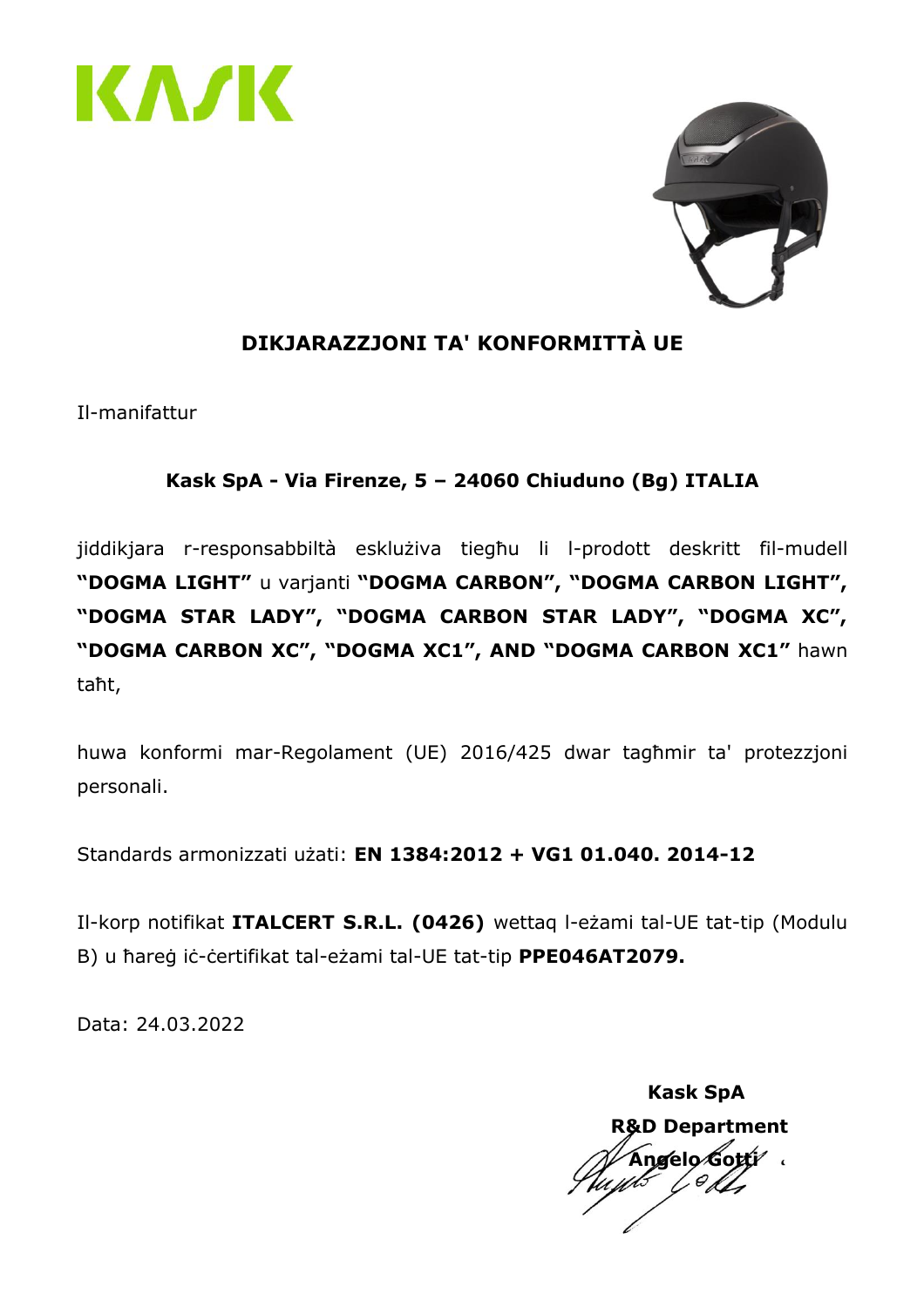KASK

# DIKJARAZZJONI TA' KONFORMITTÀ UE

Il-manifattur

**Kask SpA - Via Firenze, 5 – 24060 Chiuduno (Bg) ITALIA**

jiddikjara r-responsabbiltà esklużiva tiegħu li l-prodott deskritt fil-mudell **"DOGMA LIGHT"** u varjanti **"DOGMA CARBON", "DOGMA CARBON LIGHT", "DOGMA STAR LADY", "DOGMA CARBON STAR LADY", "DOGMA XC", "DOGMA CARBON XC", "DOGMA XC1", AND "DOGMA CARBON XC1"** hawn taħt,

huwa konformi mar-Regolament (UE) 2016/425 dwar tagħmir ta' protezzjoni personali.

Standards armonizzati użati: **EN 1384:2012 + VG1 01.040. 2014-12**

Il-korp notifikat **ITALCERT S.R.L. (0426)** wettaq l-eżami tal-UE tat-tip (Modulu B) u ħareġ iċ-ċertifikat tal-eżami tal-UE tat-tip **PPE046AT2079.**

Data: 24.03.2022

**Kask SpA**
**R&D Department**
**Angelo Gotti**